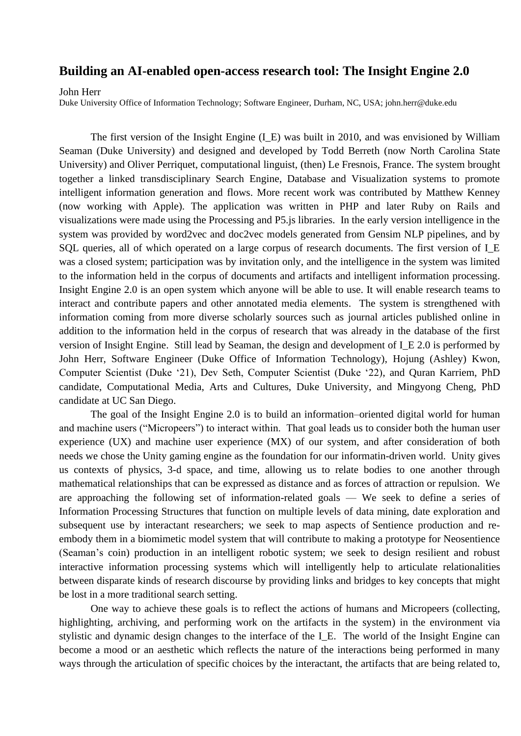# Building an AI-enabled open-access research tool: The Insight Engine 2.0

John Herr

Duke University Office of Information Technology; Software Engineer, Durham, NC, USA; john.herr@duke.edu

The first version of the Insight Engine (I_E) was built in 2010, and was envisioned by William Seaman (Duke University) and designed and developed by Todd Berreth (now North Carolina State University) and Oliver Perriquet, computational linguist, (then) Le Fresnois, France. The system brought together a linked transdisciplinary Search Engine, Database and Visualization systems to promote intelligent information generation and flows. More recent work was contributed by Matthew Kenney (now working with Apple). The application was written in PHP and later Ruby on Rails and visualizations were made using the Processing and P5.js libraries. In the early version intelligence in the system was provided by word2vec and doc2vec models generated from Gensim NLP pipelines, and by SQL queries, all of which operated on a large corpus of research documents. The first version of I_E was a closed system; participation was by invitation only, and the intelligence in the system was limited to the information held in the corpus of documents and artifacts and intelligent information processing. Insight Engine 2.0 is an open system which anyone will be able to use. It will enable research teams to interact and contribute papers and other annotated media elements. The system is strengthened with information coming from more diverse scholarly sources such as journal articles published online in addition to the information held in the corpus of research that was already in the database of the first version of Insight Engine. Still lead by Seaman, the design and development of I_E 2.0 is performed by John Herr, Software Engineer (Duke Office of Information Technology), Hojung (Ashley) Kwon, Computer Scientist (Duke '21), Dev Seth, Computer Scientist (Duke '22), and Quran Karriem, PhD candidate, Computational Media, Arts and Cultures, Duke University, and Mingyong Cheng, PhD candidate at UC San Diego.

The goal of the Insight Engine 2.0 is to build an information–oriented digital world for human and machine users ("Micropeers") to interact within. That goal leads us to consider both the human user experience (UX) and machine user experience (MX) of our system, and after consideration of both needs we chose the Unity gaming engine as the foundation for our informatin-driven world. Unity gives us contexts of physics, 3-d space, and time, allowing us to relate bodies to one another through mathematical relationships that can be expressed as distance and as forces of attraction or repulsion. We are approaching the following set of information-related goals — We seek to define a series of Information Processing Structures that function on multiple levels of data mining, date exploration and subsequent use by interactant researchers; we seek to map aspects of Sentience production and re-embody them in a biomimetic model system that will contribute to making a prototype for Neosentience (Seaman's coin) production in an intelligent robotic system; we seek to design resilient and robust interactive information processing systems which will intelligently help to articulate relationalities between disparate kinds of research discourse by providing links and bridges to key concepts that might be lost in a more traditional search setting.

One way to achieve these goals is to reflect the actions of humans and Micropeers (collecting, highlighting, archiving, and performing work on the artifacts in the system) in the environment via stylistic and dynamic design changes to the interface of the I_E. The world of the Insight Engine can become a mood or an aesthetic which reflects the nature of the interactions being performed in many ways through the articulation of specific choices by the interactant, the artifacts that are being related to,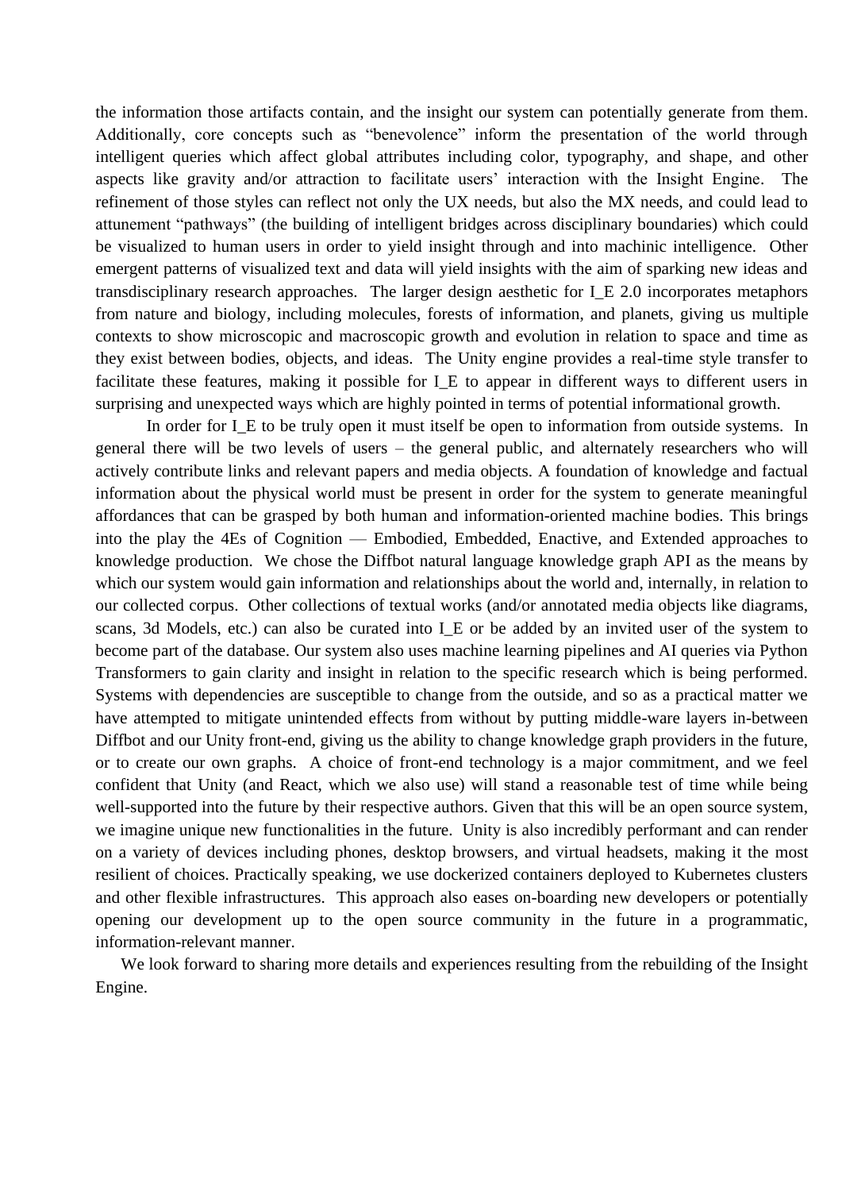the information those artifacts contain, and the insight our system can potentially generate from them. Additionally, core concepts such as "benevolence" inform the presentation of the world through intelligent queries which affect global attributes including color, typography, and shape, and other aspects like gravity and/or attraction to facilitate users' interaction with the Insight Engine. The refinement of those styles can reflect not only the UX needs, but also the MX needs, and could lead to attunement "pathways" (the building of intelligent bridges across disciplinary boundaries) which could be visualized to human users in order to yield insight through and into machinic intelligence. Other emergent patterns of visualized text and data will yield insights with the aim of sparking new ideas and transdisciplinary research approaches. The larger design aesthetic for I_E 2.0 incorporates metaphors from nature and biology, including molecules, forests of information, and planets, giving us multiple contexts to show microscopic and macroscopic growth and evolution in relation to space and time as they exist between bodies, objects, and ideas. The Unity engine provides a real-time style transfer to facilitate these features, making it possible for I_E to appear in different ways to different users in surprising and unexpected ways which are highly pointed in terms of potential informational growth.

In order for I_E to be truly open it must itself be open to information from outside systems. In general there will be two levels of users – the general public, and alternately researchers who will actively contribute links and relevant papers and media objects. A foundation of knowledge and factual information about the physical world must be present in order for the system to generate meaningful affordances that can be grasped by both human and information-oriented machine bodies. This brings into the play the 4Es of Cognition — Embodied, Embedded, Enactive, and Extended approaches to knowledge production. We chose the Diffbot natural language knowledge graph API as the means by which our system would gain information and relationships about the world and, internally, in relation to our collected corpus. Other collections of textual works (and/or annotated media objects like diagrams, scans, 3d Models, etc.) can also be curated into I_E or be added by an invited user of the system to become part of the database. Our system also uses machine learning pipelines and AI queries via Python Transformers to gain clarity and insight in relation to the specific research which is being performed. Systems with dependencies are susceptible to change from the outside, and so as a practical matter we have attempted to mitigate unintended effects from without by putting middle-ware layers in-between Diffbot and our Unity front-end, giving us the ability to change knowledge graph providers in the future, or to create our own graphs. A choice of front-end technology is a major commitment, and we feel confident that Unity (and React, which we also use) will stand a reasonable test of time while being well-supported into the future by their respective authors. Given that this will be an open source system, we imagine unique new functionalities in the future. Unity is also incredibly performant and can render on a variety of devices including phones, desktop browsers, and virtual headsets, making it the most resilient of choices. Practically speaking, we use dockerized containers deployed to Kubernetes clusters and other flexible infrastructures. This approach also eases on-boarding new developers or potentially opening our development up to the open source community in the future in a programmatic, information-relevant manner.

We look forward to sharing more details and experiences resulting from the rebuilding of the Insight Engine.